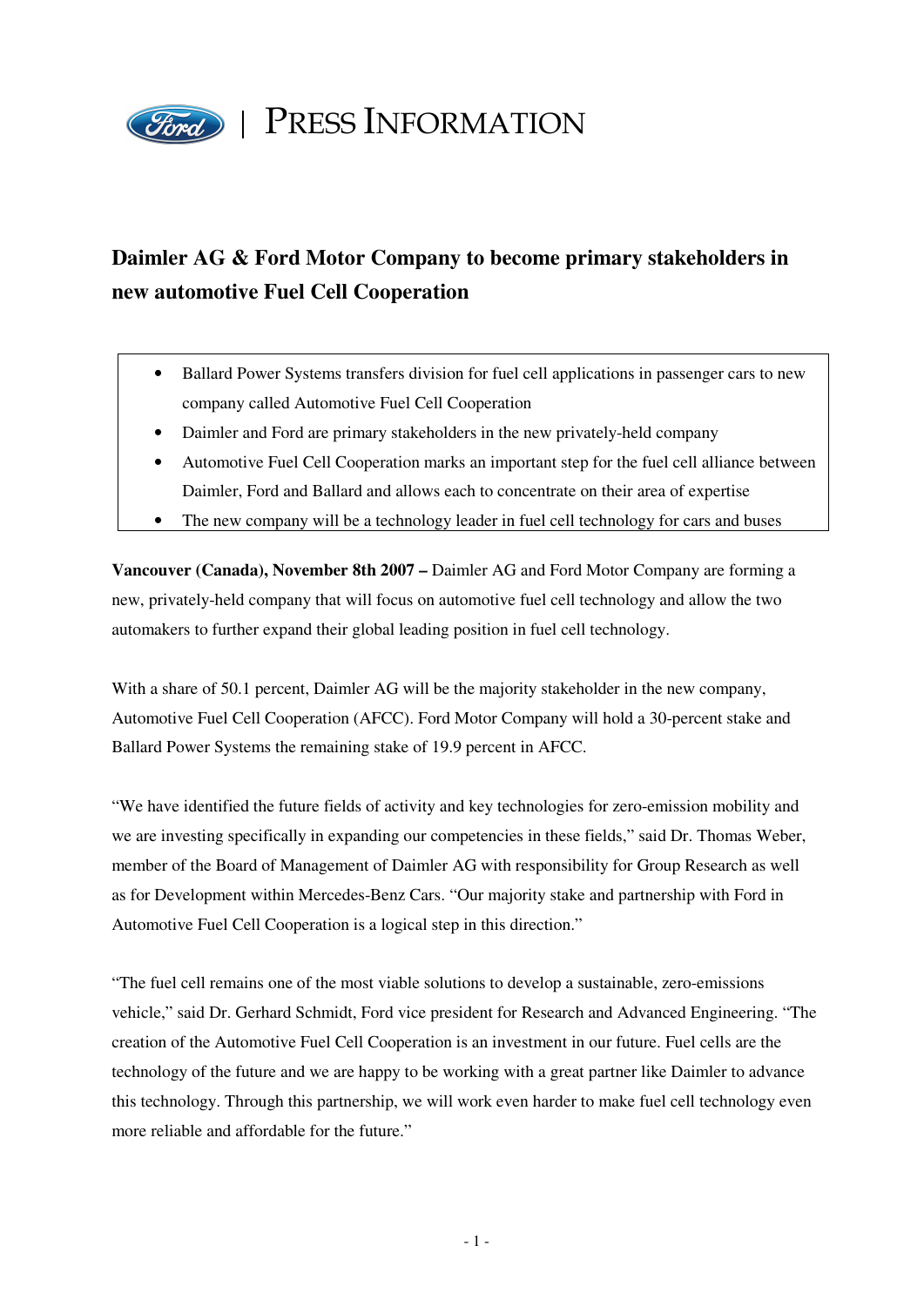PRESS INFORMATION

# Daimler AG & Ford Motor Company to become primary stakeholders in new automotive Fuel Cell Cooperation

- Ballard Power Systems transfers division for fuel cell applications in passenger cars to new company called Automotive Fuel Cell Cooperation
- Daimler and Ford are primary stakeholders in the new privately-held company
- Automotive Fuel Cell Cooperation marks an important step for the fuel cell alliance between Daimler, Ford and Ballard and allows each to concentrate on their area of expertise
- The new company will be a technology leader in fuel cell technology for cars and buses

**Vancouver (Canada), November 8th 2007 –** Daimler AG and Ford Motor Company are forming a new, privately-held company that will focus on automotive fuel cell technology and allow the two automakers to further expand their global leading position in fuel cell technology.

With a share of 50.1 percent, Daimler AG will be the majority stakeholder in the new company, Automotive Fuel Cell Cooperation (AFCC). Ford Motor Company will hold a 30-percent stake and Ballard Power Systems the remaining stake of 19.9 percent in AFCC.

"We have identified the future fields of activity and key technologies for zero-emission mobility and we are investing specifically in expanding our competencies in these fields," said Dr. Thomas Weber, member of the Board of Management of Daimler AG with responsibility for Group Research as well as for Development within Mercedes-Benz Cars. "Our majority stake and partnership with Ford in Automotive Fuel Cell Cooperation is a logical step in this direction."

"The fuel cell remains one of the most viable solutions to develop a sustainable, zero-emissions vehicle," said Dr. Gerhard Schmidt, Ford vice president for Research and Advanced Engineering. "The creation of the Automotive Fuel Cell Cooperation is an investment in our future. Fuel cells are the technology of the future and we are happy to be working with a great partner like Daimler to advance this technology. Through this partnership, we will work even harder to make fuel cell technology even more reliable and affordable for the future."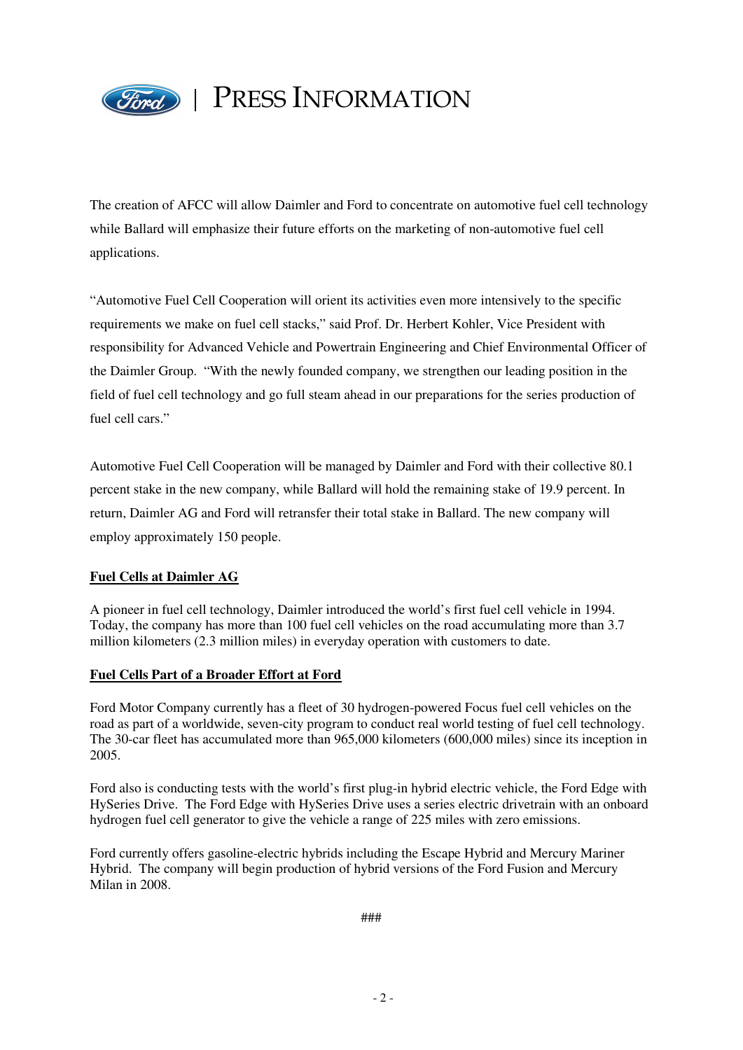The creation of AFCC will allow Daimler and Ford to concentrate on automotive fuel cell technology while Ballard will emphasize their future efforts on the marketing of non-automotive fuel cell applications.

"Automotive Fuel Cell Cooperation will orient its activities even more intensively to the specific requirements we make on fuel cell stacks," said Prof. Dr. Herbert Kohler, Vice President with responsibility for Advanced Vehicle and Powertrain Engineering and Chief Environmental Officer of the Daimler Group. "With the newly founded company, we strengthen our leading position in the field of fuel cell technology and go full steam ahead in our preparations for the series production of fuel cell cars."

Automotive Fuel Cell Cooperation will be managed by Daimler and Ford with their collective 80.1 percent stake in the new company, while Ballard will hold the remaining stake of 19.9 percent. In return, Daimler AG and Ford will retransfer their total stake in Ballard. The new company will employ approximately 150 people.

**Fuel Cells at Daimler AG**

A pioneer in fuel cell technology, Daimler introduced the world's first fuel cell vehicle in 1994. Today, the company has more than 100 fuel cell vehicles on the road accumulating more than 3.7 million kilometers (2.3 million miles) in everyday operation with customers to date.

**Fuel Cells Part of a Broader Effort at Ford**

Ford Motor Company currently has a fleet of 30 hydrogen-powered Focus fuel cell vehicles on the road as part of a worldwide, seven-city program to conduct real world testing of fuel cell technology. The 30-car fleet has accumulated more than 965,000 kilometers (600,000 miles) since its inception in 2005.

Ford also is conducting tests with the world's first plug-in hybrid electric vehicle, the Ford Edge with HySeries Drive. The Ford Edge with HySeries Drive uses a series electric drivetrain with an onboard hydrogen fuel cell generator to give the vehicle a range of 225 miles with zero emissions.

Ford currently offers gasoline-electric hybrids including the Escape Hybrid and Mercury Mariner Hybrid. The company will begin production of hybrid versions of the Ford Fusion and Mercury Milan in 2008.

###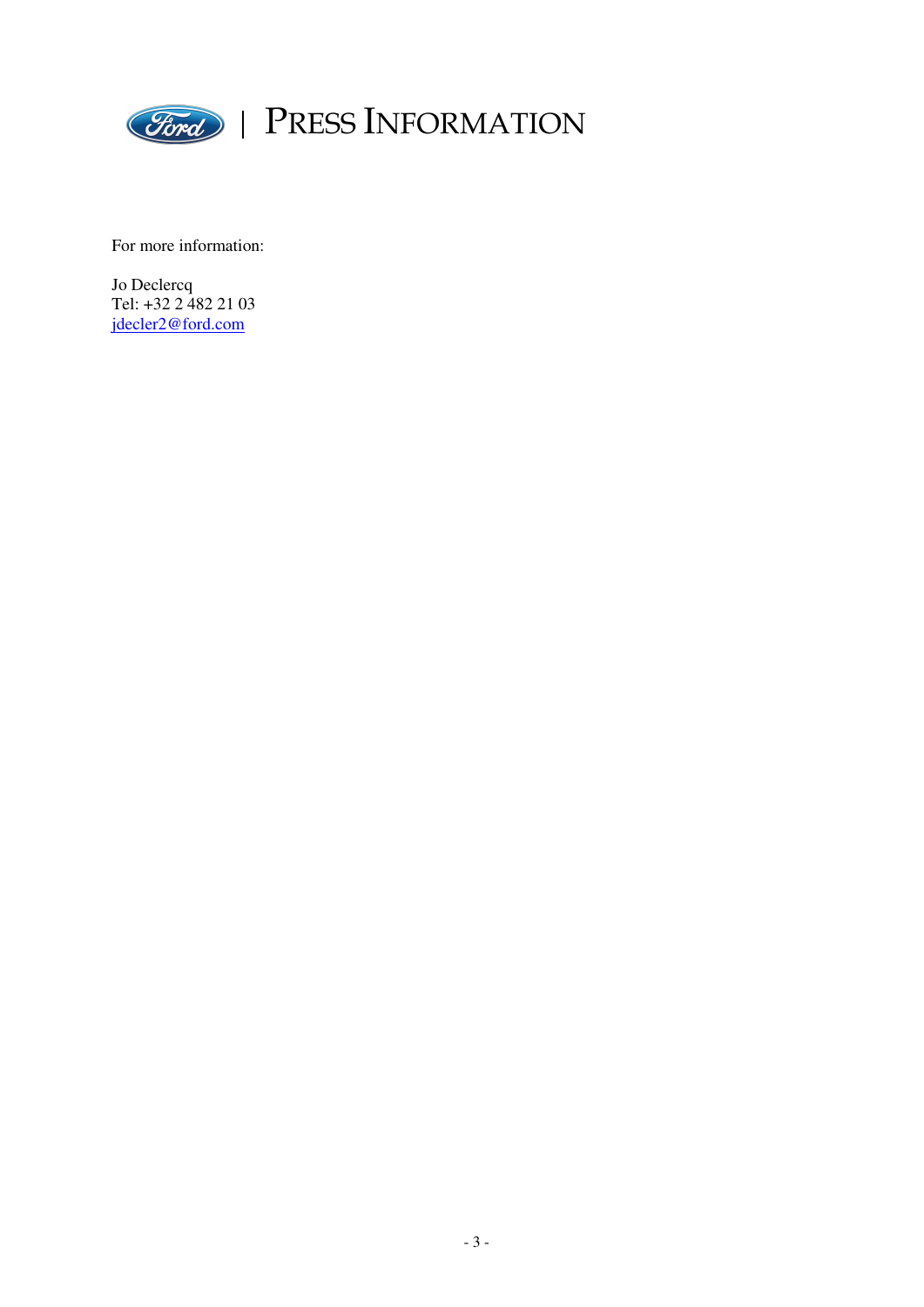For more information:

Jo Declercq
Tel: +32 2 482 21 03
jdecler2@ford.com